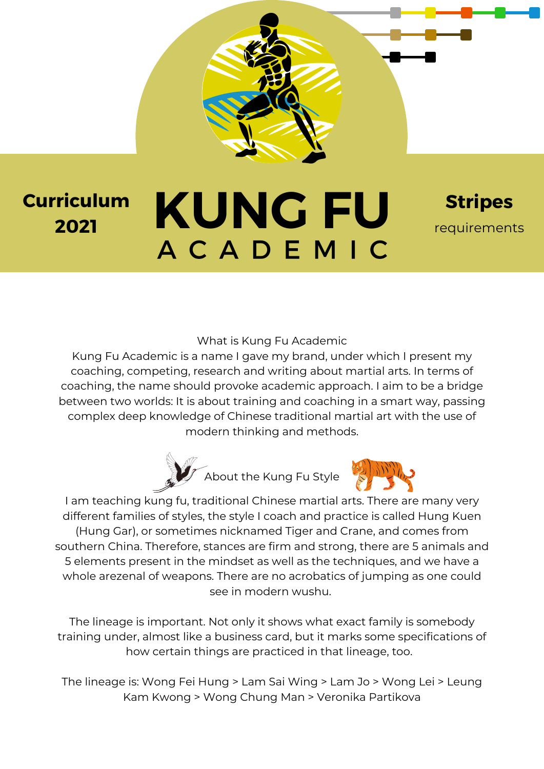**Curriculum 2021**

# KUNG FU ACADEMIC

**Stripes** requirements

## What is Kung Fu Academic

Kung Fu Academic is a name I gave my brand, under which I present my coaching, competing, research and writing about martial arts. In terms of coaching, the name should provoke academic approach. I aim to be a bridge between two worlds: It is about training and coaching in a smart way, passing complex deep knowledge of Chinese traditional martial art with the use of modern thinking and methods.

## About the Kung Fu Style

I am teaching kung fu, traditional Chinese martial arts. There are many very different families of styles, the style I coach and practice is called Hung Kuen (Hung Gar), or sometimes nicknamed Tiger and Crane, and comes from southern China. Therefore, stances are firm and strong, there are 5 animals and 5 elements present in the mindset as well as the techniques, and we have a whole arezenal of weapons. There are no acrobatics of jumping as one could see in modern wushu.

The lineage is important. Not only it shows what exact family is somebody training under, almost like a business card, but it marks some specifications of how certain things are practiced in that lineage, too.

The lineage is: Wong Fei Hung > Lam Sai Wing > Lam Jo > Wong Lei > Leung Kam Kwong > Wong Chung Man > Veronika Partikova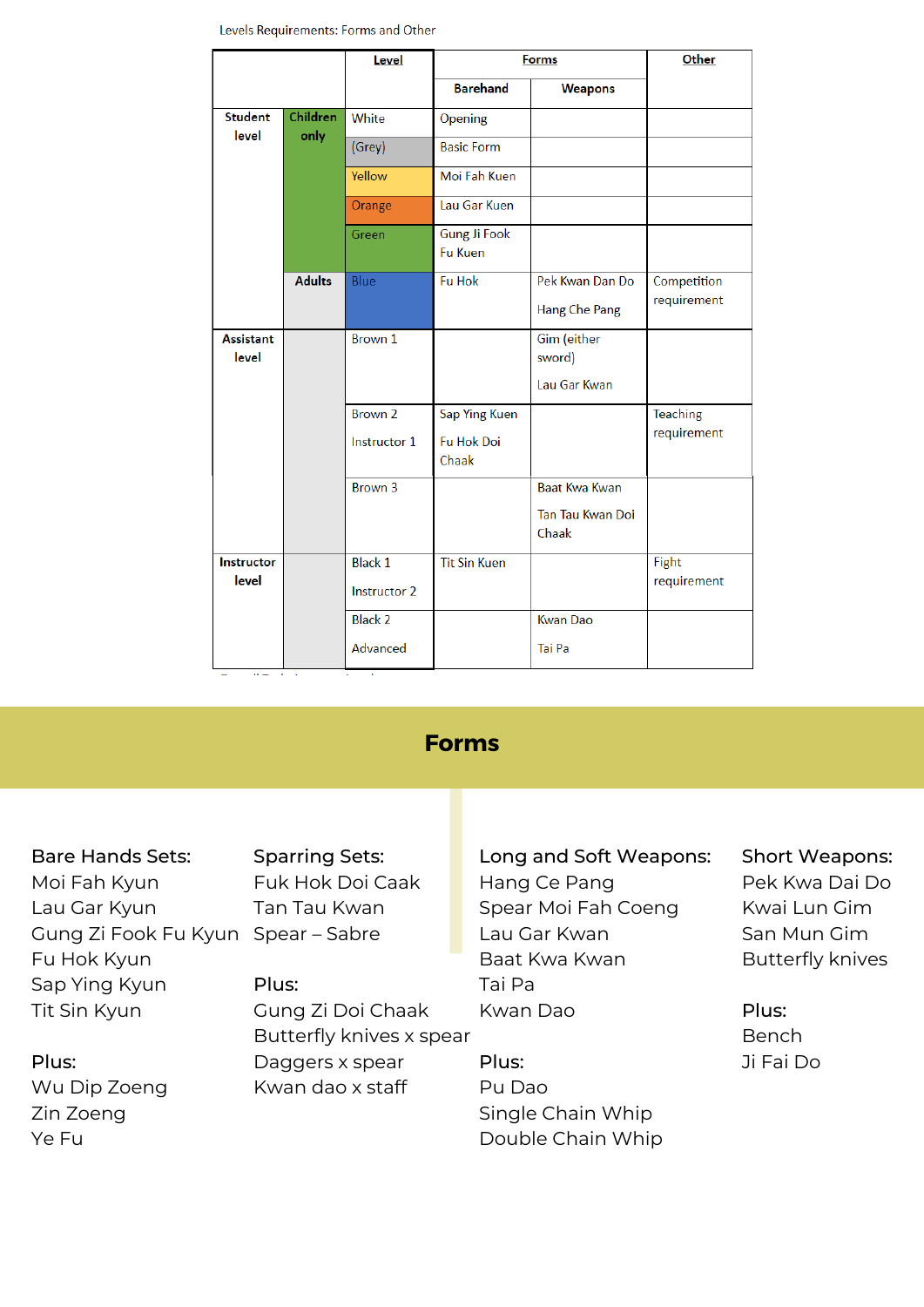Levels Requirements: Forms and Other

| | | Level | Forms | | Other |
|---|---|---|---|---|---|
| | | | Barehand | Weapons | |
| Student level | Children only | White | Opening | | |
| | | (Grey) | Basic Form | | |
| | | Yellow | Moi Fah Kuen | | |
| | | Orange | Lau Gar Kuen | | |
| | | Green | Gung Ji Fook Fu Kuen | | |
| | Adults | Blue | Fu Hok | Pek Kwan Dan Do<br>Hang Che Pang | Competition requirement |
| Assistant level | | Brown 1 | | Gim (either sword)<br>Lau Gar Kwan | |
| | | Brown 2<br>Instructor 1 | Sap Ying Kuen<br>Fu Hok Doi Chaak | | Teaching requirement |
| | | Brown 3 | | Baat Kwa Kwan<br>Tan Tau Kwan Doi Chaak | |
| Instructor level | | Black 1<br>Instructor 2 | Tit Sin Kuen | | Fight requirement |
| | | Black 2<br>Advanced | | Kwan Dao<br>Tai Pa | |

# Forms

**Bare Hands Sets:**
Moi Fah Kyun
Lau Gar Kyun
Gung Zi Fook Fu Kyun
Fu Hok Kyun
Sap Ying Kyun
Tit Sin Kyun

**Plus:**
Wu Dip Zoeng
Zin Zoeng
Ye Fu

**Sparring Sets:**
Fuk Hok Doi Caak
Tan Tau Kwan
Spear – Sabre

**Plus:**
Gung Zi Doi Chaak
Butterfly knives x spear
Daggers x spear
Kwan dao x staff

**Long and Soft Weapons:**
Hang Ce Pang
Spear Moi Fah Coeng
Lau Gar Kwan
Baat Kwa Kwan
Tai Pa
Kwan Dao

**Plus:**
Pu Dao
Single Chain Whip
Double Chain Whip

**Short Weapons:**
Pek Kwa Dai Do
Kwai Lun Gim
San Mun Gim
Butterfly knives

**Plus:**
Bench
Ji Fai Do